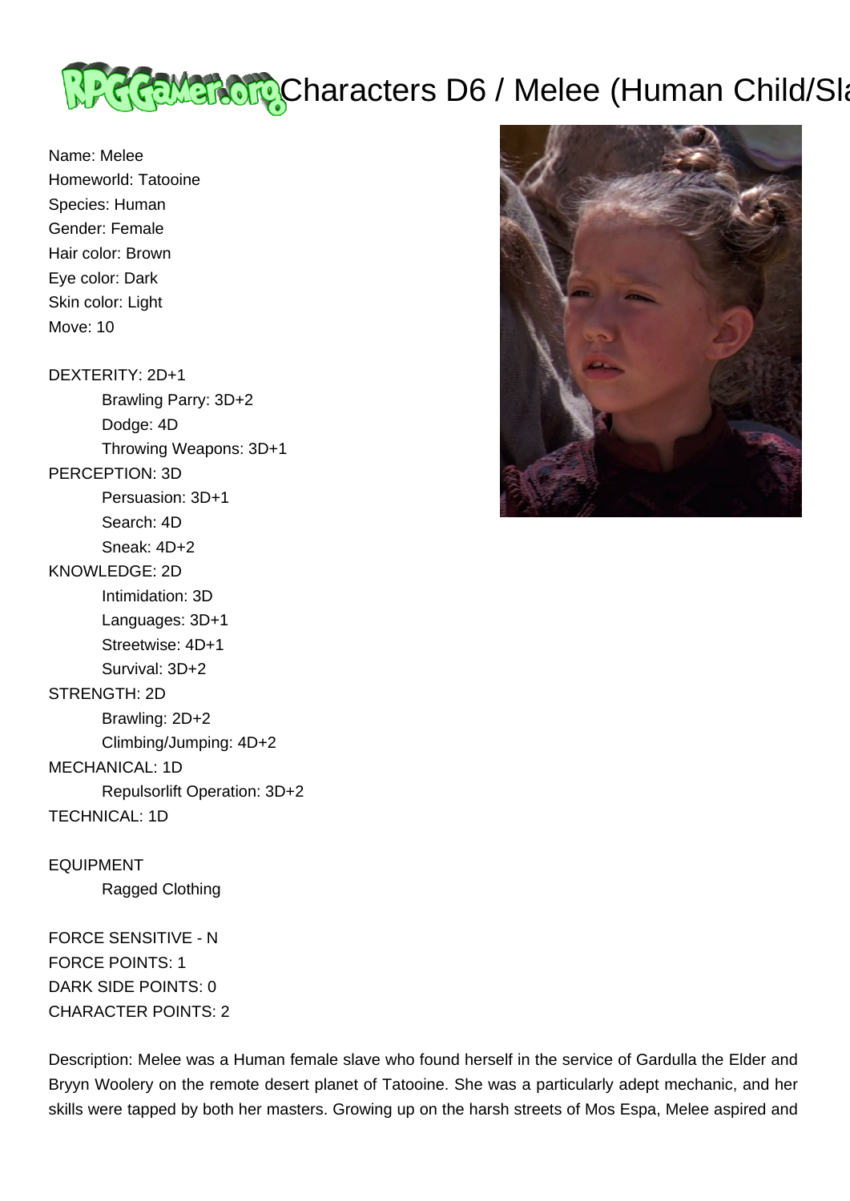# Characters D6 / Melee (Human Child/Sla

Name: Melee
Homeworld: Tatooine
Species: Human
Gender: Female
Hair color: Brown
Eye color: Dark
Skin color: Light
Move: 10

DEXTERITY: 2D+1
- Brawling Parry: 3D+2
- Dodge: 4D
- Throwing Weapons: 3D+1

PERCEPTION: 3D
- Persuasion: 3D+1
- Search: 4D
- Sneak: 4D+2

KNOWLEDGE: 2D
- Intimidation: 3D
- Languages: 3D+1
- Streetwise: 4D+1
- Survival: 3D+2

STRENGTH: 2D
- Brawling: 2D+2
- Climbing/Jumping: 4D+2

MECHANICAL: 1D
- Repulsorlift Operation: 3D+2

TECHNICAL: 1D

EQUIPMENT
- Ragged Clothing

FORCE SENSITIVE - N
FORCE POINTS: 1
DARK SIDE POINTS: 0
CHARACTER POINTS: 2

Description: Melee was a Human female slave who found herself in the service of Gardulla the Elder and Bryyn Woolery on the remote desert planet of Tatooine. She was a particularly adept mechanic, and her skills were tapped by both her masters. Growing up on the harsh streets of Mos Espa, Melee aspired and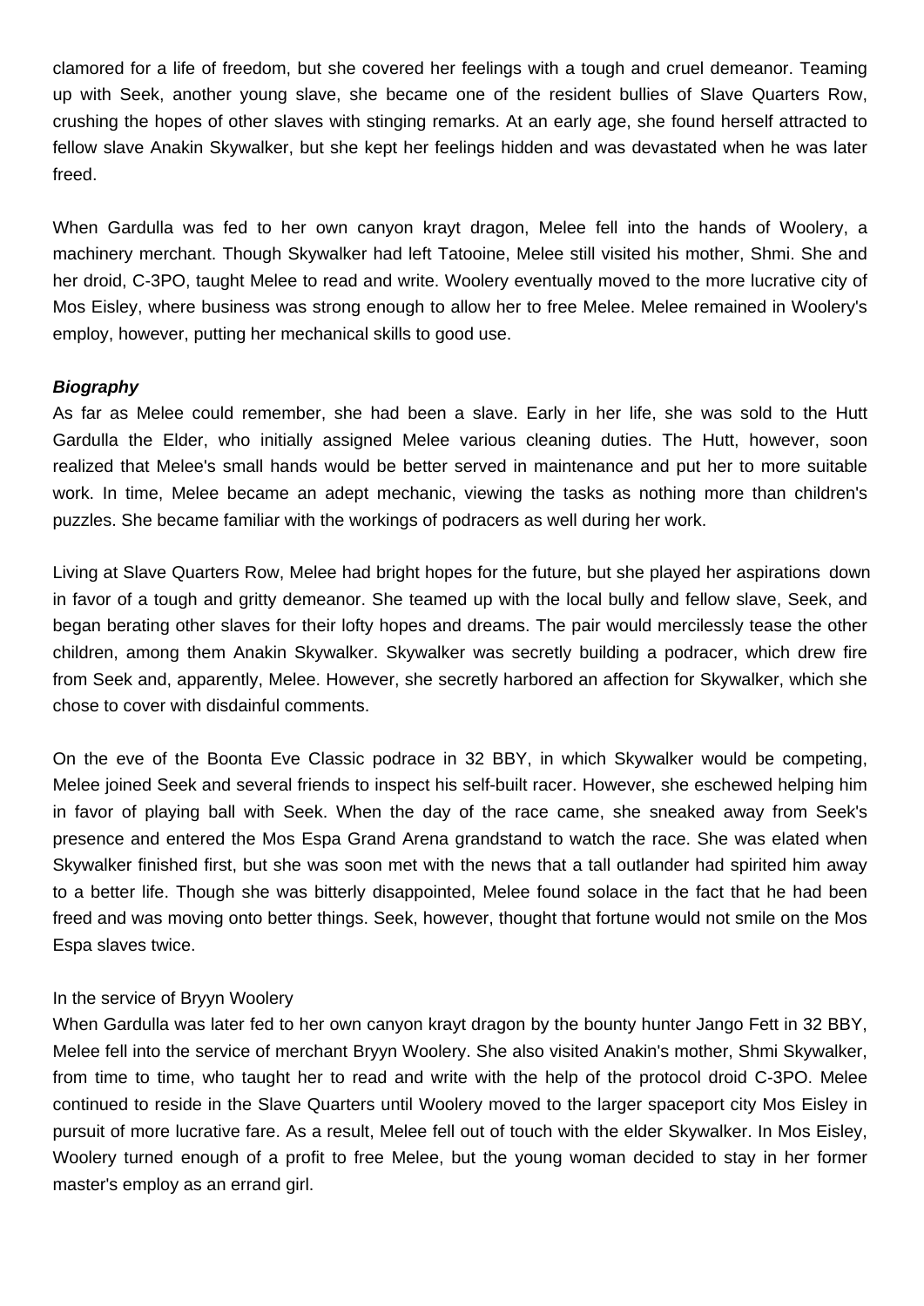clamored for a life of freedom, but she covered her feelings with a tough and cruel demeanor. Teaming up with Seek, another young slave, she became one of the resident bullies of Slave Quarters Row, crushing the hopes of other slaves with stinging remarks. At an early age, she found herself attracted to fellow slave Anakin Skywalker, but she kept her feelings hidden and was devastated when he was later freed.

When Gardulla was fed to her own canyon krayt dragon, Melee fell into the hands of Woolery, a machinery merchant. Though Skywalker had left Tatooine, Melee still visited his mother, Shmi. She and her droid, C-3PO, taught Melee to read and write. Woolery eventually moved to the more lucrative city of Mos Eisley, where business was strong enough to allow her to free Melee. Melee remained in Woolery's employ, however, putting her mechanical skills to good use.

***Biography***

As far as Melee could remember, she had been a slave. Early in her life, she was sold to the Hutt Gardulla the Elder, who initially assigned Melee various cleaning duties. The Hutt, however, soon realized that Melee's small hands would be better served in maintenance and put her to more suitable work. In time, Melee became an adept mechanic, viewing the tasks as nothing more than children's puzzles. She became familiar with the workings of podracers as well during her work.

Living at Slave Quarters Row, Melee had bright hopes for the future, but she played her aspirations down in favor of a tough and gritty demeanor. She teamed up with the local bully and fellow slave, Seek, and began berating other slaves for their lofty hopes and dreams. The pair would mercilessly tease the other children, among them Anakin Skywalker. Skywalker was secretly building a podracer, which drew fire from Seek and, apparently, Melee. However, she secretly harbored an affection for Skywalker, which she chose to cover with disdainful comments.

On the eve of the Boonta Eve Classic podrace in 32 BBY, in which Skywalker would be competing, Melee joined Seek and several friends to inspect his self-built racer. However, she eschewed helping him in favor of playing ball with Seek. When the day of the race came, she sneaked away from Seek's presence and entered the Mos Espa Grand Arena grandstand to watch the race. She was elated when Skywalker finished first, but she was soon met with the news that a tall outlander had spirited him away to a better life. Though she was bitterly disappointed, Melee found solace in the fact that he had been freed and was moving onto better things. Seek, however, thought that fortune would not smile on the Mos Espa slaves twice.

In the service of Bryyn Woolery

When Gardulla was later fed to her own canyon krayt dragon by the bounty hunter Jango Fett in 32 BBY, Melee fell into the service of merchant Bryyn Woolery. She also visited Anakin's mother, Shmi Skywalker, from time to time, who taught her to read and write with the help of the protocol droid C-3PO. Melee continued to reside in the Slave Quarters until Woolery moved to the larger spaceport city Mos Eisley in pursuit of more lucrative fare. As a result, Melee fell out of touch with the elder Skywalker. In Mos Eisley, Woolery turned enough of a profit to free Melee, but the young woman decided to stay in her former master's employ as an errand girl.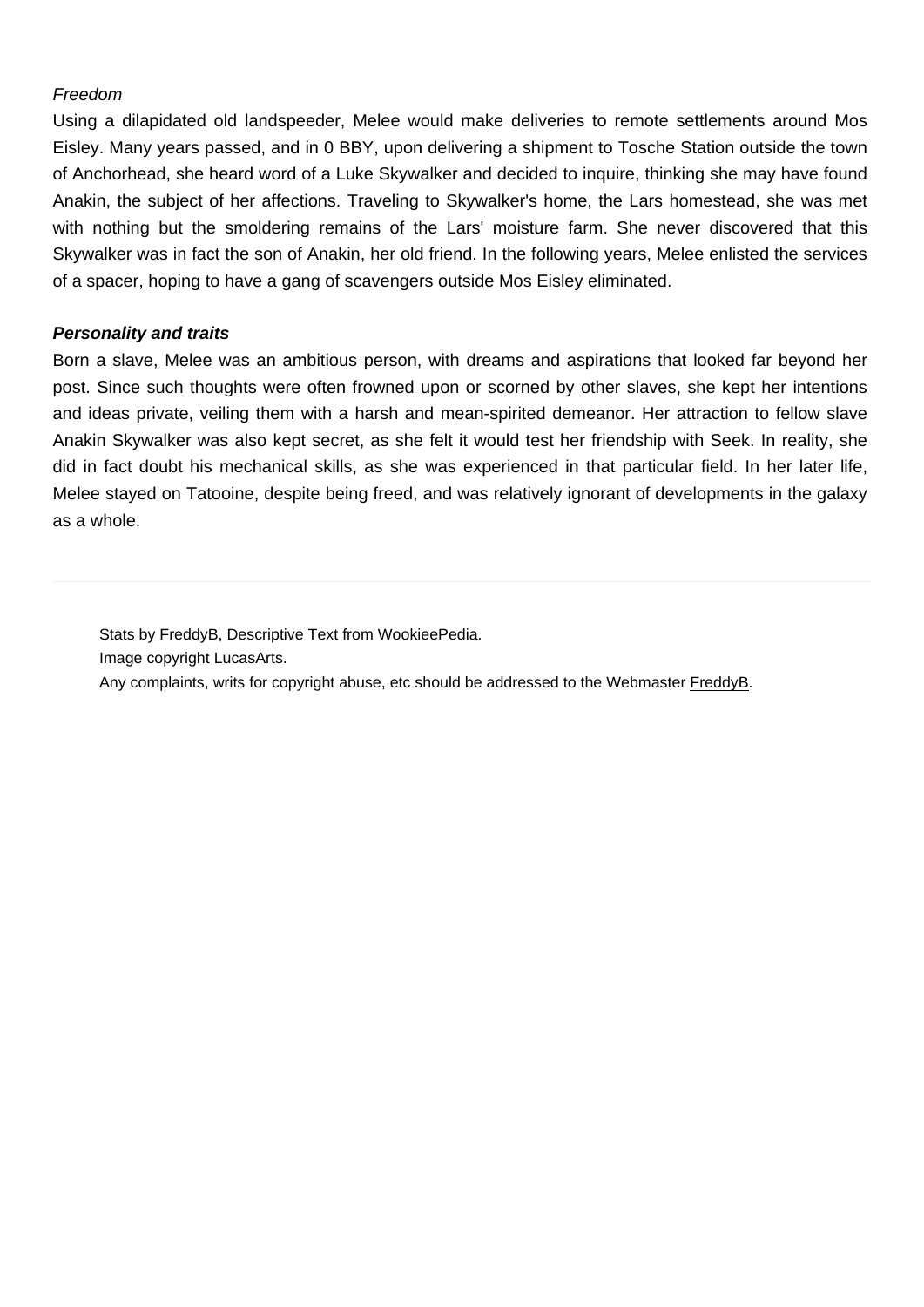*Freedom*

Using a dilapidated old landspeeder, Melee would make deliveries to remote settlements around Mos Eisley. Many years passed, and in 0 BBY, upon delivering a shipment to Tosche Station outside the town of Anchorhead, she heard word of a Luke Skywalker and decided to inquire, thinking she may have found Anakin, the subject of her affections. Traveling to Skywalker's home, the Lars homestead, she was met with nothing but the smoldering remains of the Lars' moisture farm. She never discovered that this Skywalker was in fact the son of Anakin, her old friend. In the following years, Melee enlisted the services of a spacer, hoping to have a gang of scavengers outside Mos Eisley eliminated.

***Personality and traits***

Born a slave, Melee was an ambitious person, with dreams and aspirations that looked far beyond her post. Since such thoughts were often frowned upon or scorned by other slaves, she kept her intentions and ideas private, veiling them with a harsh and mean-spirited demeanor. Her attraction to fellow slave Anakin Skywalker was also kept secret, as she felt it would test her friendship with Seek. In reality, she did in fact doubt his mechanical skills, as she was experienced in that particular field. In her later life, Melee stayed on Tatooine, despite being freed, and was relatively ignorant of developments in the galaxy as a whole.

---

Stats by FreddyB, Descriptive Text from WookieePedia.
Image copyright LucasArts.
Any complaints, writs for copyright abuse, etc should be addressed to the Webmaster FreddyB.